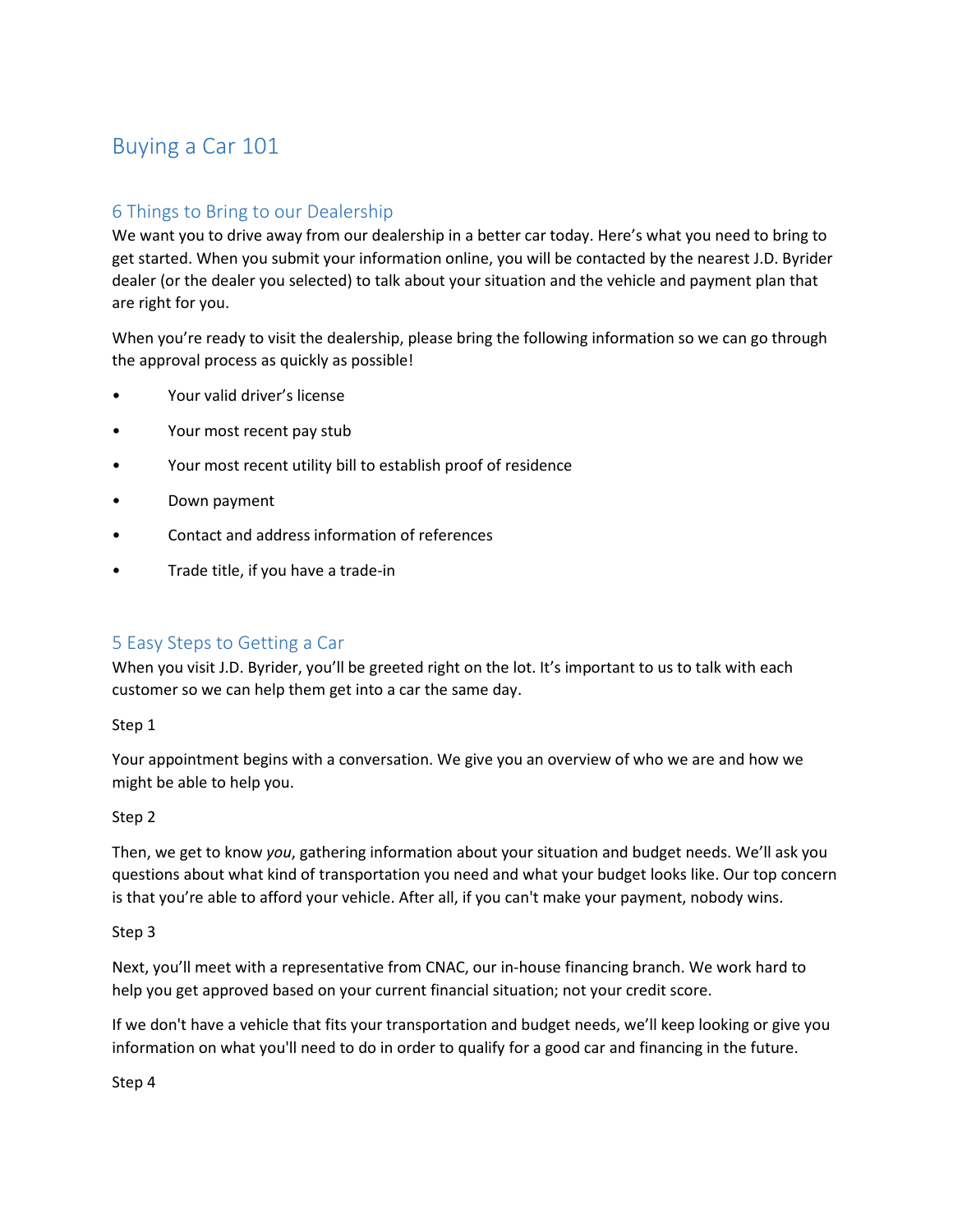# Buying a Car 101

## 6 Things to Bring to our Dealership

We want you to drive away from our dealership in a better car today. Here's what you need to bring to get started. When you submit your information online, you will be contacted by the nearest J.D. Byrider dealer (or the dealer you selected) to talk about your situation and the vehicle and payment plan that are right for you.

When you're ready to visit the dealership, please bring the following information so we can go through the approval process as quickly as possible!

- Your valid driver's license
- Your most recent pay stub
- Your most recent utility bill to establish proof of residence
- Down payment
- Contact and address information of references
- Trade title, if you have a trade-in

## 5 Easy Steps to Getting a Car

When you visit J.D. Byrider, you'll be greeted right on the lot. It's important to us to talk with each customer so we can help them get into a car the same day.

Step 1

Your appointment begins with a conversation. We give you an overview of who we are and how we might be able to help you.

Step 2

Then, we get to know *you*, gathering information about your situation and budget needs. We'll ask you questions about what kind of transportation you need and what your budget looks like. Our top concern is that you're able to afford your vehicle. After all, if you can't make your payment, nobody wins.

Step 3

Next, you'll meet with a representative from CNAC, our in-house financing branch. We work hard to help you get approved based on your current financial situation; not your credit score.

If we don't have a vehicle that fits your transportation and budget needs, we'll keep looking or give you information on what you'll need to do in order to qualify for a good car and financing in the future.

Step 4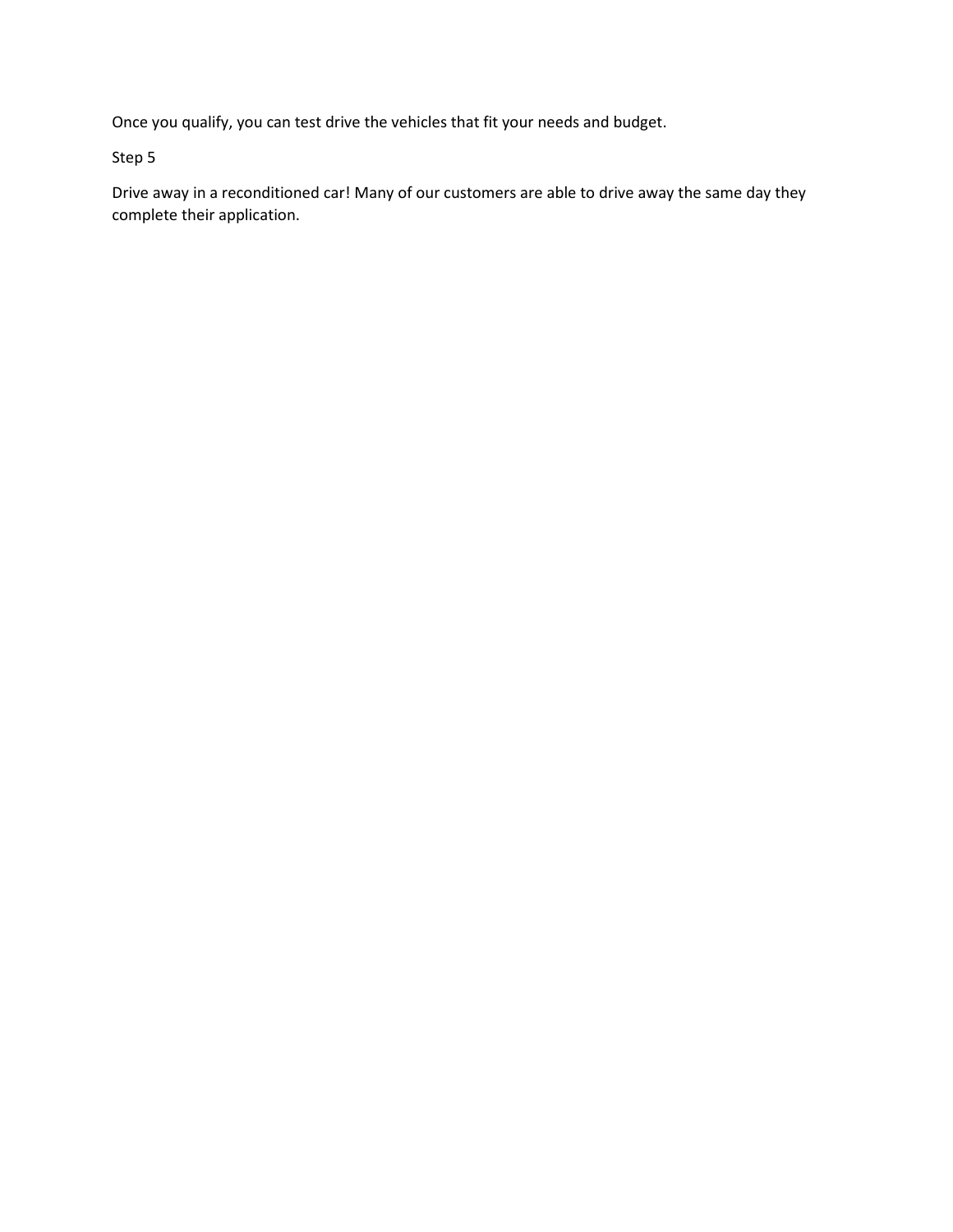Once you qualify, you can test drive the vehicles that fit your needs and budget.

Step 5

Drive away in a reconditioned car! Many of our customers are able to drive away the same day they complete their application.